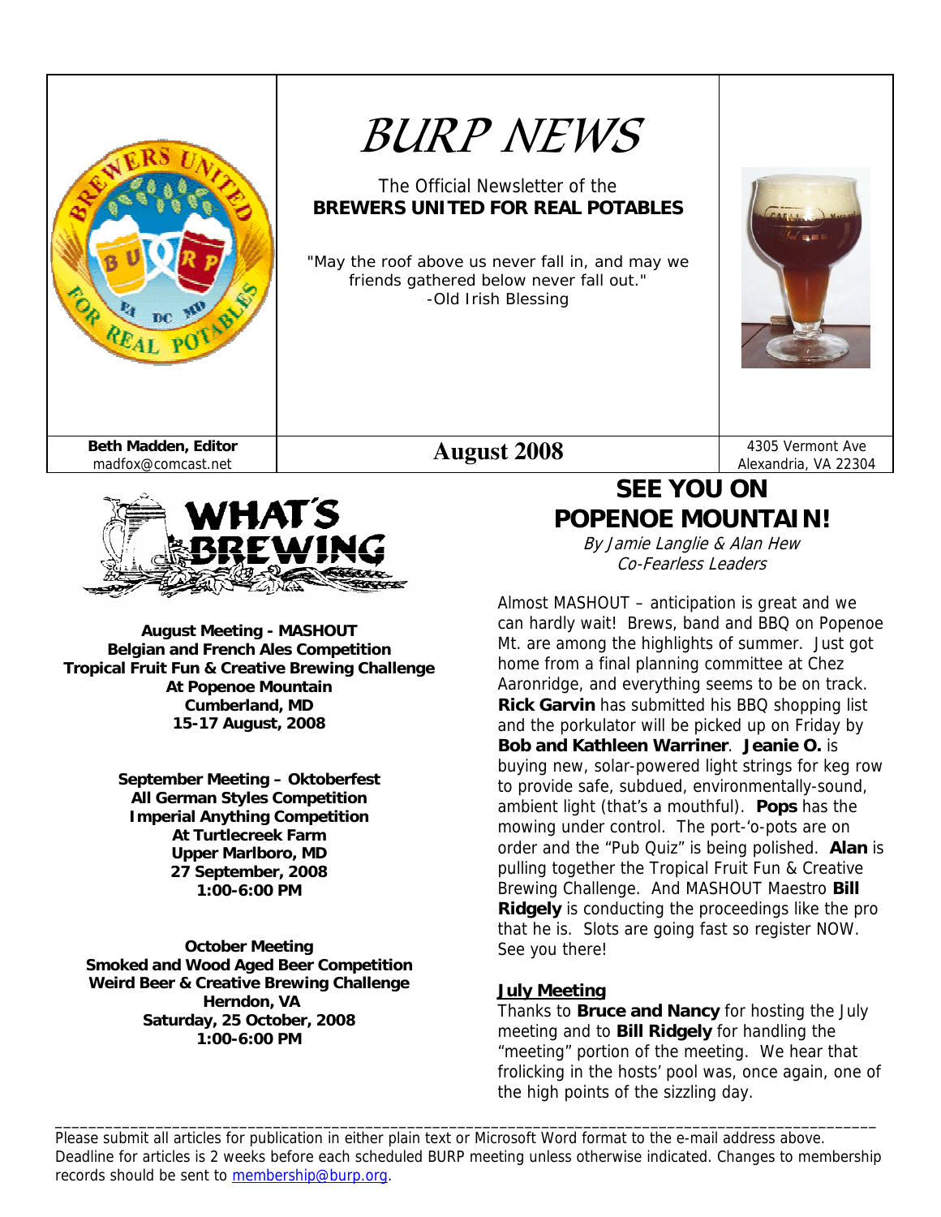# BURP NEWS

The Official Newsletter of the
**BREWERS UNITED FOR REAL POTABLES**

"May the roof above us never fall in, and may we friends gathered below never fall out."
-Old Irish Blessing

**Beth Madden, Editor**
madfox@comcast.net

**August 2008**

4305 Vermont Ave
Alexandria, VA 22304

## WHAT'S BREWING

**August Meeting - MASHOUT**
**Belgian and French Ales Competition**
**Tropical Fruit Fun & Creative Brewing Challenge**
**At Popenoe Mountain**
**Cumberland, MD**
**15-17 August, 2008**

**September Meeting – Oktoberfest**
**All German Styles Competition**
**Imperial Anything Competition**
**At Turtlecreek Farm**
**Upper Marlboro, MD**
**27 September, 2008**
**1:00-6:00 PM**

**October Meeting**
**Smoked and Wood Aged Beer Competition**
**Weird Beer & Creative Brewing Challenge**
**Herndon, VA**
**Saturday, 25 October, 2008**
**1:00-6:00 PM**

## SEE YOU ON POPENOE MOUNTAIN!

*By Jamie Langlie & Alan Hew*
*Co-Fearless Leaders*

Almost MASHOUT – anticipation is great and we can hardly wait! Brews, band and BBQ on Popenoe Mt. are among the highlights of summer. Just got home from a final planning committee at Chez Aaronridge, and everything seems to be on track. **Rick Garvin** has submitted his BBQ shopping list and the porkulator will be picked up on Friday by **Bob and Kathleen Warriner**. **Jeanie O.** is buying new, solar-powered light strings for keg row to provide safe, subdued, environmentally-sound, ambient light (that's a mouthful). **Pops** has the mowing under control. The port-'o-pots are on order and the "Pub Quiz" is being polished. **Alan** is pulling together the Tropical Fruit Fun & Creative Brewing Challenge. And MASHOUT Maestro **Bill Ridgely** is conducting the proceedings like the pro that he is. Slots are going fast so register NOW. See you there!

**July Meeting**

Thanks to **Bruce and Nancy** for hosting the July meeting and to **Bill Ridgely** for handling the "meeting" portion of the meeting. We hear that frolicking in the hosts' pool was, once again, one of the high points of the sizzling day.

---

Please submit all articles for publication in either plain text or Microsoft Word format to the e-mail address above. Deadline for articles is 2 weeks before each scheduled BURP meeting unless otherwise indicated. Changes to membership records should be sent to membership@burp.org.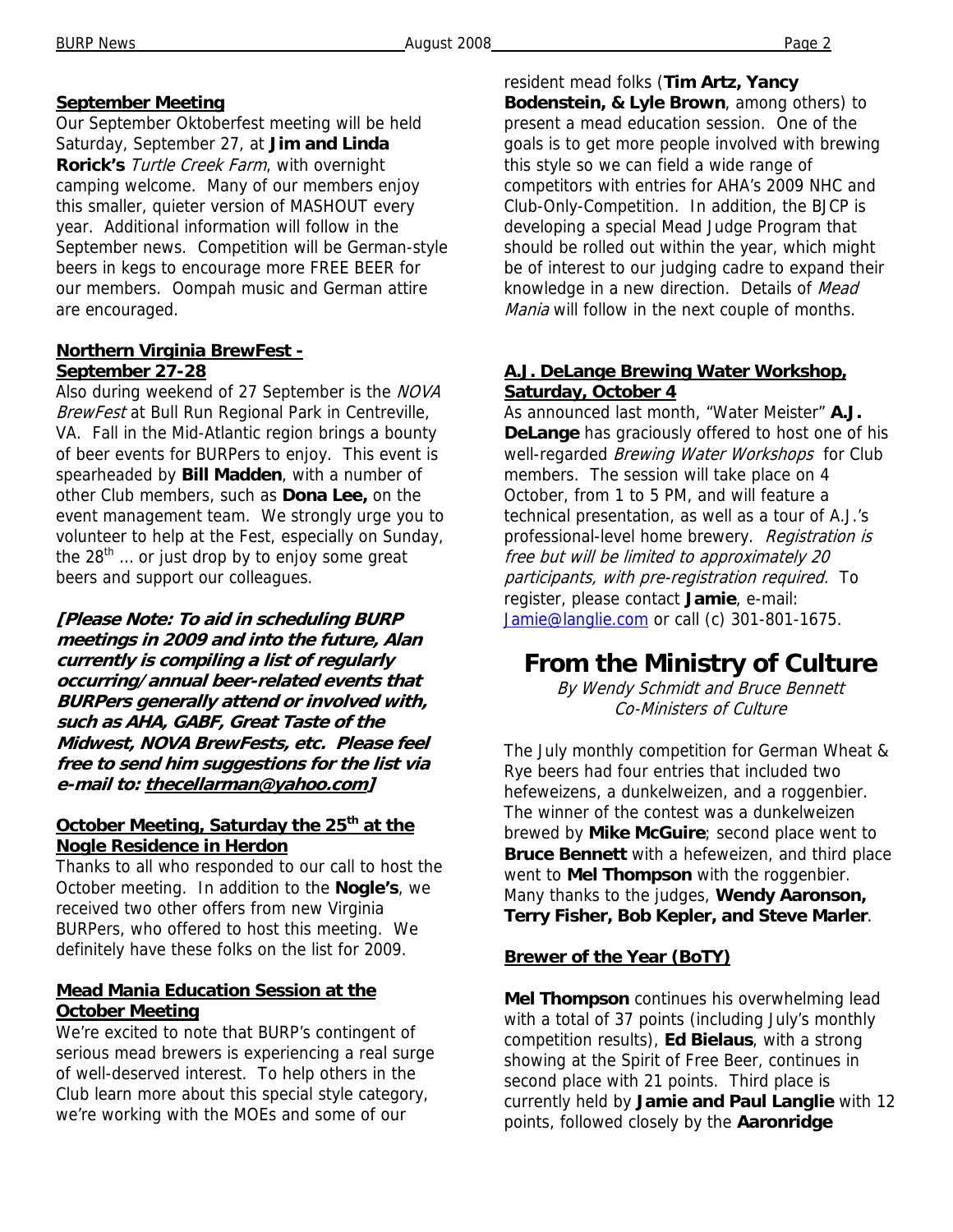**September Meeting**

Our September Oktoberfest meeting will be held Saturday, September 27, at **Jim and Linda Rorick's** *Turtle Creek Farm*, with overnight camping welcome. Many of our members enjoy this smaller, quieter version of MASHOUT every year. Additional information will follow in the September news. Competition will be German-style beers in kegs to encourage more FREE BEER for our members. Oompah music and German attire are encouraged.

**Northern Virginia BrewFest - September 27-28**

Also during weekend of 27 September is the *NOVA BrewFest* at Bull Run Regional Park in Centreville, VA. Fall in the Mid-Atlantic region brings a bounty of beer events for BURPers to enjoy. This event is spearheaded by **Bill Madden**, with a number of other Club members, such as **Dona Lee,** on the event management team. We strongly urge you to volunteer to help at the Fest, especially on Sunday, the 28th … or just drop by to enjoy some great beers and support our colleagues.

***[Please Note: To aid in scheduling BURP meetings in 2009 and into the future, Alan currently is compiling a list of regularly occurring/annual beer-related events that BURPers generally attend or involved with, such as AHA, GABF, Great Taste of the Midwest, NOVA BrewFests, etc. Please feel free to send him suggestions for the list via e-mail to: thecellarman@yahoo.com]***

**October Meeting, Saturday the 25th at the Nogle Residence in Herdon**

Thanks to all who responded to our call to host the October meeting. In addition to the **Nogle's**, we received two other offers from new Virginia BURPers, who offered to host this meeting. We definitely have these folks on the list for 2009.

**Mead Mania Education Session at the October Meeting**

We're excited to note that BURP's contingent of serious mead brewers is experiencing a real surge of well-deserved interest. To help others in the Club learn more about this special style category, we're working with the MOEs and some of our resident mead folks (**Tim Artz, Yancy Bodenstein, & Lyle Brown**, among others) to present a mead education session. One of the goals is to get more people involved with brewing this style so we can field a wide range of competitors with entries for AHA's 2009 NHC and Club-Only-Competition. In addition, the BJCP is developing a special Mead Judge Program that should be rolled out within the year, which might be of interest to our judging cadre to expand their knowledge in a new direction. Details of *Mead Mania* will follow in the next couple of months.

**A.J. DeLange Brewing Water Workshop, Saturday, October 4**

As announced last month, "Water Meister" **A.J. DeLange** has graciously offered to host one of his well-regarded *Brewing Water Workshops* for Club members. The session will take place on 4 October, from 1 to 5 PM, and will feature a technical presentation, as well as a tour of A.J.'s professional-level home brewery. *Registration is free but will be limited to approximately 20 participants, with pre-registration required.* To register, please contact **Jamie**, e-mail: Jamie@langlie.com or call (c) 301-801-1675.

# From the Ministry of Culture

*By Wendy Schmidt and Bruce Bennett*
*Co-Ministers of Culture*

The July monthly competition for German Wheat & Rye beers had four entries that included two hefeweizens, a dunkelweizen, and a roggenbier. The winner of the contest was a dunkelweizen brewed by **Mike McGuire**; second place went to **Bruce Bennett** with a hefeweizen, and third place went to **Mel Thompson** with the roggenbier. Many thanks to the judges, **Wendy Aaronson, Terry Fisher, Bob Kepler, and Steve Marler**.

**Brewer of the Year (BoTY)**

**Mel Thompson** continues his overwhelming lead with a total of 37 points (including July's monthly competition results), **Ed Bielaus**, with a strong showing at the Spirit of Free Beer, continues in second place with 21 points. Third place is currently held by **Jamie and Paul Langlie** with 12 points, followed closely by the **Aaronridge**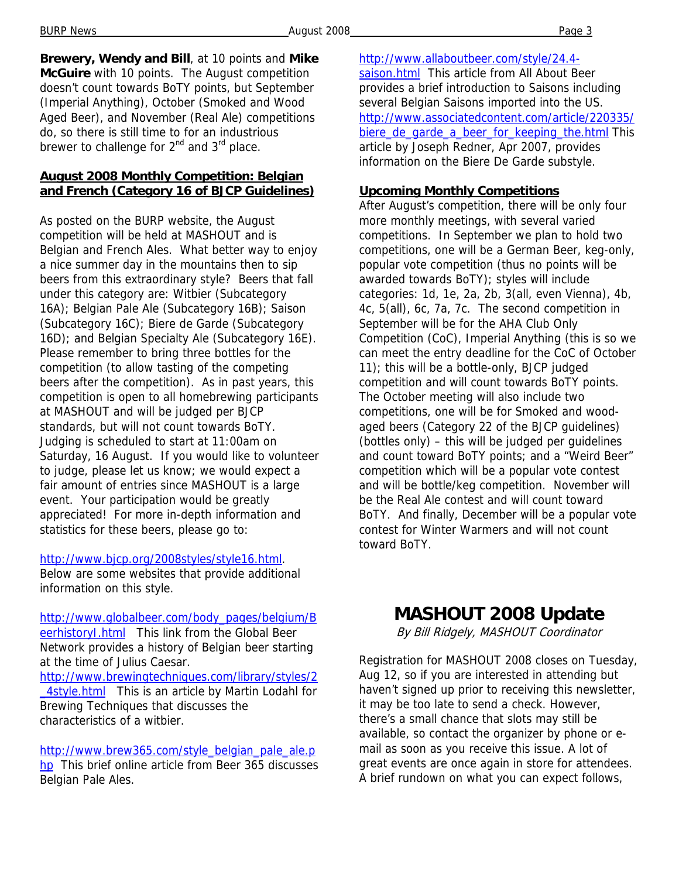**Brewery, Wendy and Bill**, at 10 points and **Mike McGuire** with 10 points. The August competition doesn't count towards BoTY points, but September (Imperial Anything), October (Smoked and Wood Aged Beer), and November (Real Ale) competitions do, so there is still time to for an industrious brewer to challenge for 2nd and 3rd place.

## August 2008 Monthly Competition: Belgian and French (Category 16 of BJCP Guidelines)

As posted on the BURP website, the August competition will be held at MASHOUT and is Belgian and French Ales. What better way to enjoy a nice summer day in the mountains then to sip beers from this extraordinary style? Beers that fall under this category are: Witbier (Subcategory 16A); Belgian Pale Ale (Subcategory 16B); Saison (Subcategory 16C); Biere de Garde (Subcategory 16D); and Belgian Specialty Ale (Subcategory 16E). Please remember to bring three bottles for the competition (to allow tasting of the competing beers after the competition). As in past years, this competition is open to all homebrewing participants at MASHOUT and will be judged per BJCP standards, but will not count towards BoTY. Judging is scheduled to start at 11:00am on Saturday, 16 August. If you would like to volunteer to judge, please let us know; we would expect a fair amount of entries since MASHOUT is a large event. Your participation would be greatly appreciated! For more in-depth information and statistics for these beers, please go to:

http://www.bjcp.org/2008styles/style16.html. Below are some websites that provide additional information on this style.

http://www.globalbeer.com/body_pages/belgium/BeerhistoryI.html This link from the Global Beer Network provides a history of Belgian beer starting at the time of Julius Caesar.
http://www.brewingtechniques.com/library/styles/2_4style.html This is an article by Martin Lodahl for Brewing Techniques that discusses the characteristics of a witbier.

http://www.brew365.com/style_belgian_pale_ale.php This brief online article from Beer 365 discusses Belgian Pale Ales.

http://www.allaboutbeer.com/style/24.4-saison.html This article from All About Beer provides a brief introduction to Saisons including several Belgian Saisons imported into the US.
http://www.associatedcontent.com/article/220335/biere_de_garde_a_beer_for_keeping_the.html This article by Joseph Redner, Apr 2007, provides information on the Biere De Garde substyle.

## Upcoming Monthly Competitions

After August's competition, there will be only four more monthly meetings, with several varied competitions. In September we plan to hold two competitions, one will be a German Beer, keg-only, popular vote competition (thus no points will be awarded towards BoTY); styles will include categories: 1d, 1e, 2a, 2b, 3(all, even Vienna), 4b, 4c, 5(all), 6c, 7a, 7c. The second competition in September will be for the AHA Club Only Competition (CoC), Imperial Anything (this is so we can meet the entry deadline for the CoC of October 11); this will be a bottle-only, BJCP judged competition and will count towards BoTY points. The October meeting will also include two competitions, one will be for Smoked and wood-aged beers (Category 22 of the BJCP guidelines) (bottles only) – this will be judged per guidelines and count toward BoTY points; and a "Weird Beer" competition which will be a popular vote contest and will be bottle/keg competition. November will be the Real Ale contest and will count toward BoTY. And finally, December will be a popular vote contest for Winter Warmers and will not count toward BoTY.

# MASHOUT 2008 Update

*By Bill Ridgely, MASHOUT Coordinator*

Registration for MASHOUT 2008 closes on Tuesday, Aug 12, so if you are interested in attending but haven't signed up prior to receiving this newsletter, it may be too late to send a check. However, there's a small chance that slots may still be available, so contact the organizer by phone or e-mail as soon as you receive this issue. A lot of great events are once again in store for attendees. A brief rundown on what you can expect follows,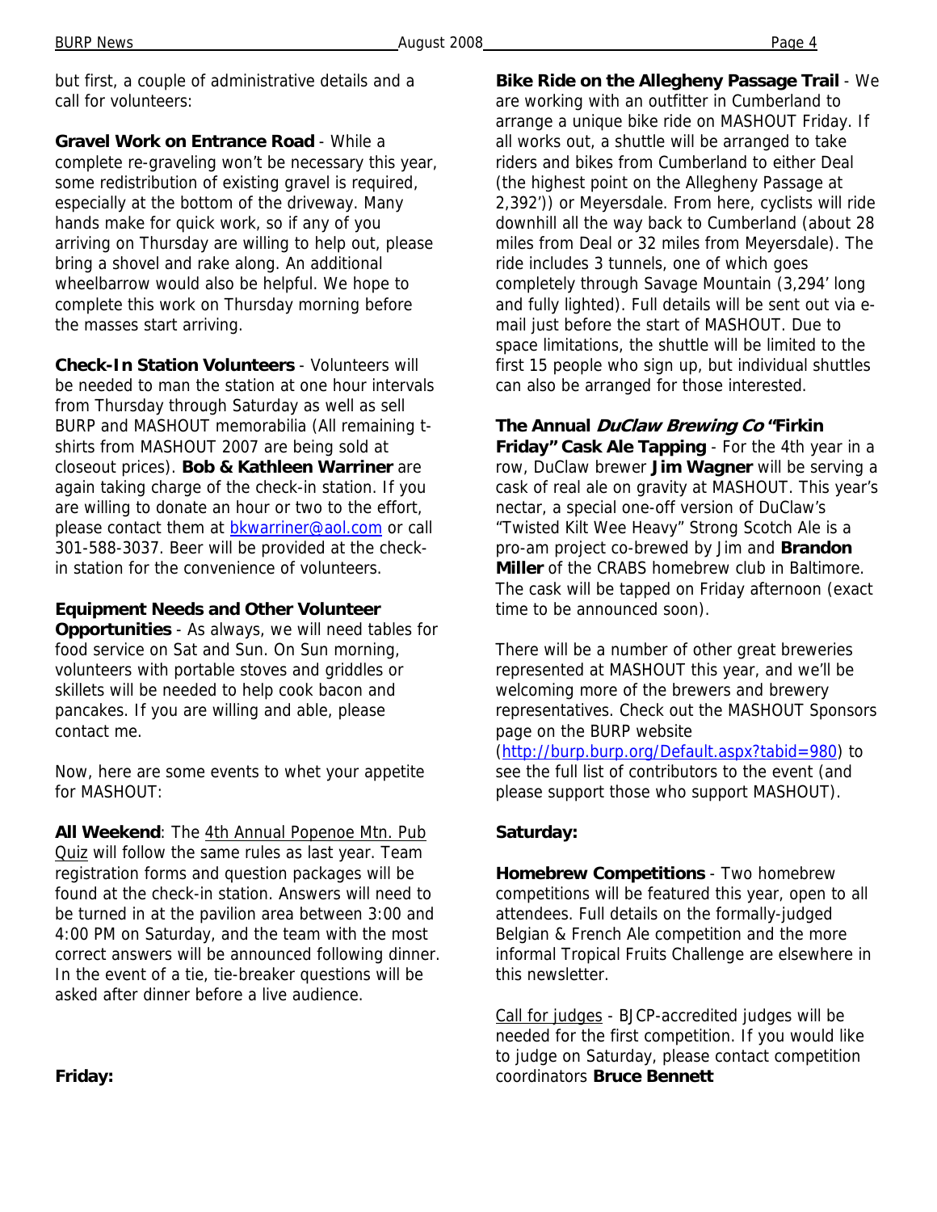but first, a couple of administrative details and a call for volunteers:

**Gravel Work on Entrance Road** - While a complete re-graveling won't be necessary this year, some redistribution of existing gravel is required, especially at the bottom of the driveway. Many hands make for quick work, so if any of you arriving on Thursday are willing to help out, please bring a shovel and rake along. An additional wheelbarrow would also be helpful. We hope to complete this work on Thursday morning before the masses start arriving.

**Check-In Station Volunteers** - Volunteers will be needed to man the station at one hour intervals from Thursday through Saturday as well as sell BURP and MASHOUT memorabilia (All remaining t-shirts from MASHOUT 2007 are being sold at closeout prices). **Bob & Kathleen Warriner** are again taking charge of the check-in station. If you are willing to donate an hour or two to the effort, please contact them at bkwarriner@aol.com or call 301-588-3037. Beer will be provided at the check-in station for the convenience of volunteers.

**Equipment Needs and Other Volunteer Opportunities** - As always, we will need tables for food service on Sat and Sun. On Sun morning, volunteers with portable stoves and griddles or skillets will be needed to help cook bacon and pancakes. If you are willing and able, please contact me.

Now, here are some events to whet your appetite for MASHOUT:

**All Weekend**: The 4th Annual Popenoe Mtn. Pub Quiz will follow the same rules as last year. Team registration forms and question packages will be found at the check-in station. Answers will need to be turned in at the pavilion area between 3:00 and 4:00 PM on Saturday, and the team with the most correct answers will be announced following dinner. In the event of a tie, tie-breaker questions will be asked after dinner before a live audience.

**Friday:**

**Bike Ride on the Allegheny Passage Trail** - We are working with an outfitter in Cumberland to arrange a unique bike ride on MASHOUT Friday. If all works out, a shuttle will be arranged to take riders and bikes from Cumberland to either Deal (the highest point on the Allegheny Passage at 2,392')) or Meyersdale. From here, cyclists will ride downhill all the way back to Cumberland (about 28 miles from Deal or 32 miles from Meyersdale). The ride includes 3 tunnels, one of which goes completely through Savage Mountain (3,294' long and fully lighted). Full details will be sent out via e-mail just before the start of MASHOUT. Due to space limitations, the shuttle will be limited to the first 15 people who sign up, but individual shuttles can also be arranged for those interested.

**The Annual *DuClaw Brewing Co* "Firkin Friday" Cask Ale Tapping** - For the 4th year in a row, DuClaw brewer **Jim Wagner** will be serving a cask of real ale on gravity at MASHOUT. This year's nectar, a special one-off version of DuClaw's "Twisted Kilt Wee Heavy" Strong Scotch Ale is a pro-am project co-brewed by Jim and **Brandon Miller** of the CRABS homebrew club in Baltimore. The cask will be tapped on Friday afternoon (exact time to be announced soon).

There will be a number of other great breweries represented at MASHOUT this year, and we'll be welcoming more of the brewers and brewery representatives. Check out the MASHOUT Sponsors page on the BURP website (http://burp.burp.org/Default.aspx?tabid=980) to see the full list of contributors to the event (and please support those who support MASHOUT).

**Saturday:**

**Homebrew Competitions** - Two homebrew competitions will be featured this year, open to all attendees. Full details on the formally-judged Belgian & French Ale competition and the more informal Tropical Fruits Challenge are elsewhere in this newsletter.

Call for judges - BJCP-accredited judges will be needed for the first competition. If you would like to judge on Saturday, please contact competition coordinators **Bruce Bennett**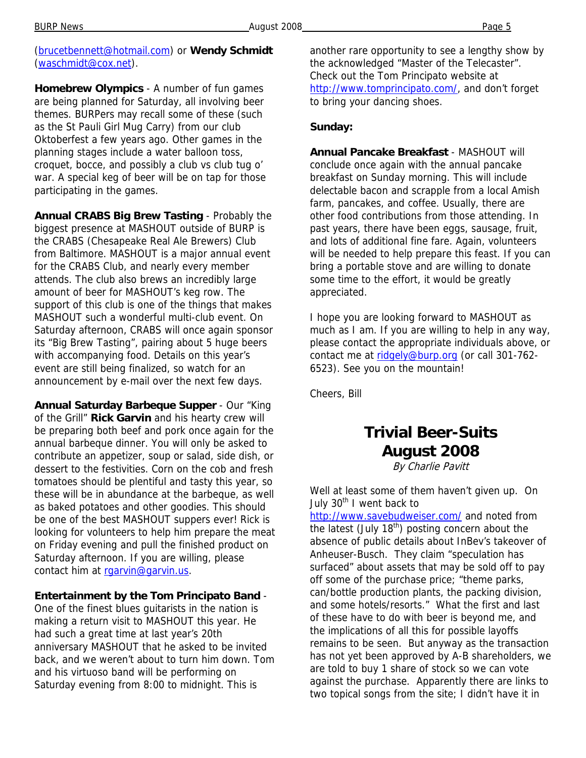(brucetbennett@hotmail.com) or **Wendy Schmidt** (waschmidt@cox.net).

**Homebrew Olympics** - A number of fun games are being planned for Saturday, all involving beer themes. BURPers may recall some of these (such as the St Pauli Girl Mug Carry) from our club Oktoberfest a few years ago. Other games in the planning stages include a water balloon toss, croquet, bocce, and possibly a club vs club tug o' war. A special keg of beer will be on tap for those participating in the games.

**Annual CRABS Big Brew Tasting** - Probably the biggest presence at MASHOUT outside of BURP is the CRABS (Chesapeake Real Ale Brewers) Club from Baltimore. MASHOUT is a major annual event for the CRABS Club, and nearly every member attends. The club also brews an incredibly large amount of beer for MASHOUT's keg row. The support of this club is one of the things that makes MASHOUT such a wonderful multi-club event. On Saturday afternoon, CRABS will once again sponsor its "Big Brew Tasting", pairing about 5 huge beers with accompanying food. Details on this year's event are still being finalized, so watch for an announcement by e-mail over the next few days.

**Annual Saturday Barbeque Supper** - Our "King of the Grill" **Rick Garvin** and his hearty crew will be preparing both beef and pork once again for the annual barbeque dinner. You will only be asked to contribute an appetizer, soup or salad, side dish, or dessert to the festivities. Corn on the cob and fresh tomatoes should be plentiful and tasty this year, so these will be in abundance at the barbeque, as well as baked potatoes and other goodies. This should be one of the best MASHOUT suppers ever! Rick is looking for volunteers to help him prepare the meat on Friday evening and pull the finished product on Saturday afternoon. If you are willing, please contact him at rgarvin@garvin.us.

**Entertainment by the Tom Principato Band** - One of the finest blues guitarists in the nation is making a return visit to MASHOUT this year. He had such a great time at last year's 20th anniversary MASHOUT that he asked to be invited back, and we weren't about to turn him down. Tom and his virtuoso band will be performing on Saturday evening from 8:00 to midnight. This is another rare opportunity to see a lengthy show by the acknowledged "Master of the Telecaster". Check out the Tom Principato website at http://www.tomprincipato.com/, and don't forget to bring your dancing shoes.

**Sunday:**

**Annual Pancake Breakfast** - MASHOUT will conclude once again with the annual pancake breakfast on Sunday morning. This will include delectable bacon and scrapple from a local Amish farm, pancakes, and coffee. Usually, there are other food contributions from those attending. In past years, there have been eggs, sausage, fruit, and lots of additional fine fare. Again, volunteers will be needed to help prepare this feast. If you can bring a portable stove and are willing to donate some time to the effort, it would be greatly appreciated.

I hope you are looking forward to MASHOUT as much as I am. If you are willing to help in any way, please contact the appropriate individuals above, or contact me at ridgely@burp.org (or call 301-762-6523). See you on the mountain!

Cheers, Bill

# Trivial Beer-Suits August 2008

*By Charlie Pavitt*

Well at least some of them haven't given up. On July 30th I went back to http://www.savebudweiser.com/ and noted from the latest (July 18th) posting concern about the absence of public details about InBev's takeover of Anheuser-Busch. They claim "speculation has surfaced" about assets that may be sold off to pay off some of the purchase price; "theme parks, can/bottle production plants, the packing division, and some hotels/resorts." What the first and last of these have to do with beer is beyond me, and the implications of all this for possible layoffs remains to be seen. But anyway as the transaction has not yet been approved by A-B shareholders, we are told to buy 1 share of stock so we can vote against the purchase. Apparently there are links to two topical songs from the site; I didn't have it in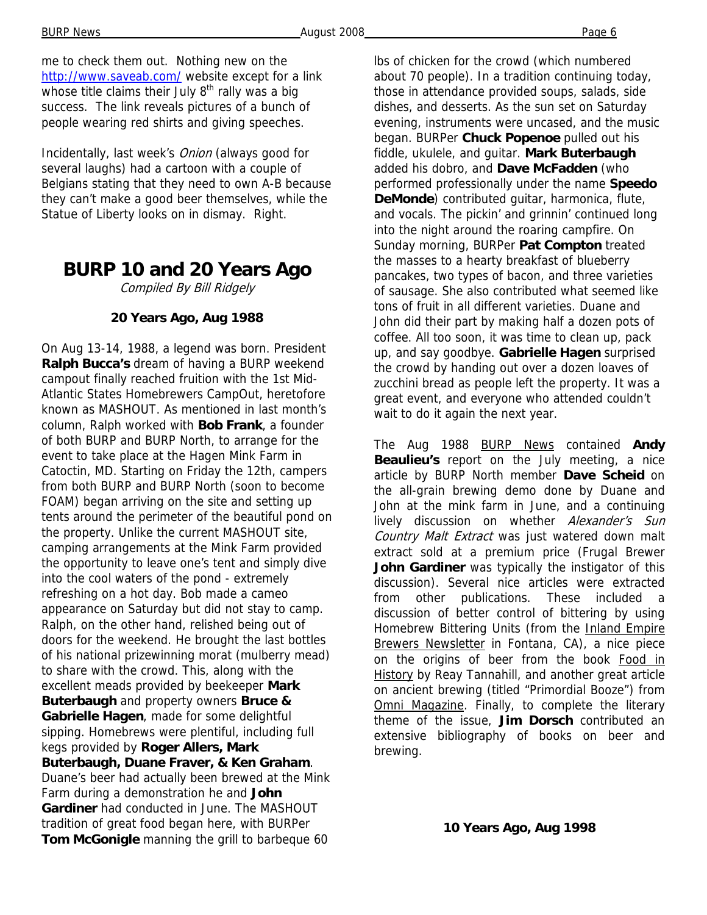me to check them out. Nothing new on the http://www.saveab.com/ website except for a link whose title claims their July 8th rally was a big success. The link reveals pictures of a bunch of people wearing red shirts and giving speeches.

Incidentally, last week's *Onion* (always good for several laughs) had a cartoon with a couple of Belgians stating that they need to own A-B because they can't make a good beer themselves, while the Statue of Liberty looks on in dismay. Right.

# BURP 10 and 20 Years Ago

*Compiled By Bill Ridgely*

### 20 Years Ago, Aug 1988

On Aug 13-14, 1988, a legend was born. President **Ralph Bucca's** dream of having a BURP weekend campout finally reached fruition with the 1st Mid-Atlantic States Homebrewers CampOut, heretofore known as MASHOUT. As mentioned in last month's column, Ralph worked with **Bob Frank**, a founder of both BURP and BURP North, to arrange for the event to take place at the Hagen Mink Farm in Catoctin, MD. Starting on Friday the 12th, campers from both BURP and BURP North (soon to become FOAM) began arriving on the site and setting up tents around the perimeter of the beautiful pond on the property. Unlike the current MASHOUT site, camping arrangements at the Mink Farm provided the opportunity to leave one's tent and simply dive into the cool waters of the pond - extremely refreshing on a hot day. Bob made a cameo appearance on Saturday but did not stay to camp. Ralph, on the other hand, relished being out of doors for the weekend. He brought the last bottles of his national prizewinning morat (mulberry mead) to share with the crowd. This, along with the excellent meads provided by beekeeper **Mark Buterbaugh** and property owners **Bruce & Gabrielle Hagen**, made for some delightful sipping. Homebrews were plentiful, including full kegs provided by **Roger Allers, Mark Buterbaugh, Duane Fraver, & Ken Graham**. Duane's beer had actually been brewed at the Mink Farm during a demonstration he and **John Gardiner** had conducted in June. The MASHOUT tradition of great food began here, with BURPer **Tom McGonigle** manning the grill to barbeque 60 lbs of chicken for the crowd (which numbered about 70 people). In a tradition continuing today, those in attendance provided soups, salads, side dishes, and desserts. As the sun set on Saturday evening, instruments were uncased, and the music began. BURPer **Chuck Popenoe** pulled out his fiddle, ukulele, and guitar. **Mark Buterbaugh** added his dobro, and **Dave McFadden** (who performed professionally under the name **Speedo DeMonde**) contributed guitar, harmonica, flute, and vocals. The pickin' and grinnin' continued long into the night around the roaring campfire. On Sunday morning, BURPer **Pat Compton** treated the masses to a hearty breakfast of blueberry pancakes, two types of bacon, and three varieties of sausage. She also contributed what seemed like tons of fruit in all different varieties. Duane and John did their part by making half a dozen pots of coffee. All too soon, it was time to clean up, pack up, and say goodbye. **Gabrielle Hagen** surprised the crowd by handing out over a dozen loaves of zucchini bread as people left the property. It was a great event, and everyone who attended couldn't wait to do it again the next year.

The Aug 1988 BURP News contained **Andy Beaulieu's** report on the July meeting, a nice article by BURP North member **Dave Scheid** on the all-grain brewing demo done by Duane and John at the mink farm in June, and a continuing lively discussion on whether *Alexander's Sun Country Malt Extract* was just watered down malt extract sold at a premium price (Frugal Brewer **John Gardiner** was typically the instigator of this discussion). Several nice articles were extracted from other publications. These included a discussion of better control of bittering by using Homebrew Bittering Units (from the Inland Empire Brewers Newsletter in Fontana, CA), a nice piece on the origins of beer from the book Food in History by Reay Tannahill, and another great article on ancient brewing (titled "Primordial Booze") from Omni Magazine. Finally, to complete the literary theme of the issue, **Jim Dorsch** contributed an extensive bibliography of books on beer and brewing.

### 10 Years Ago, Aug 1998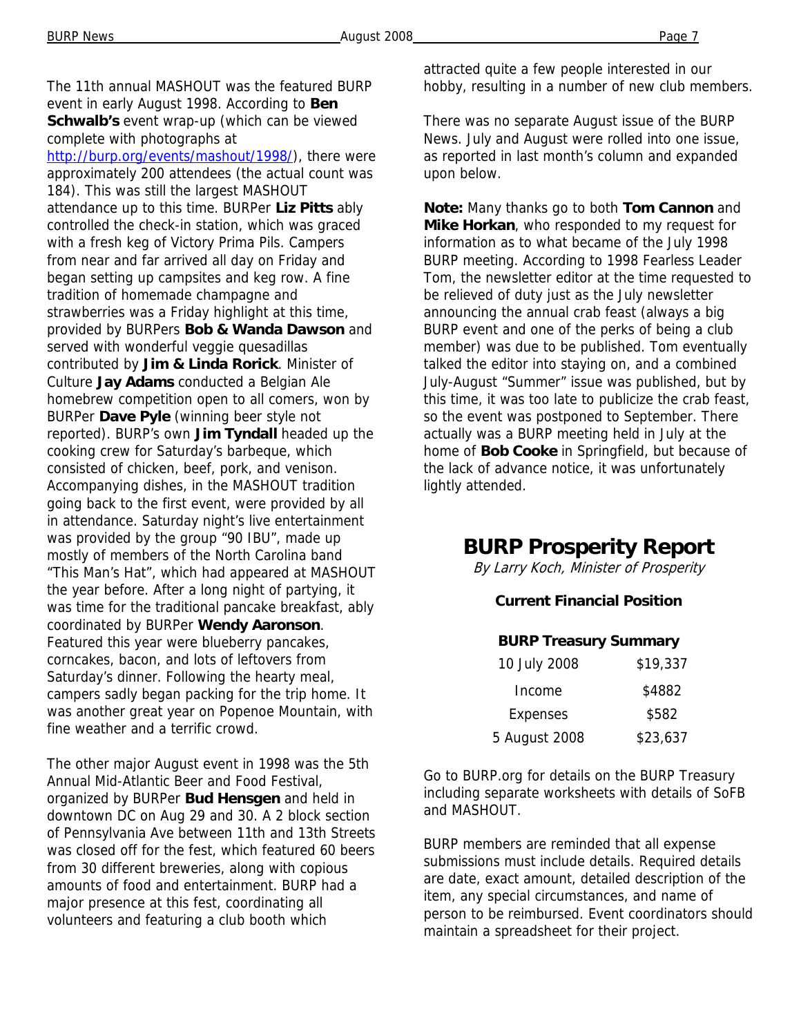The 11th annual MASHOUT was the featured BURP event in early August 1998. According to **Ben Schwalb's** event wrap-up (which can be viewed complete with photographs at http://burp.org/events/mashout/1998/), there were approximately 200 attendees (the actual count was 184). This was still the largest MASHOUT attendance up to this time. BURPer **Liz Pitts** ably controlled the check-in station, which was graced with a fresh keg of Victory Prima Pils. Campers from near and far arrived all day on Friday and began setting up campsites and keg row. A fine tradition of homemade champagne and strawberries was a Friday highlight at this time, provided by BURPers **Bob & Wanda Dawson** and served with wonderful veggie quesadillas contributed by **Jim & Linda Rorick**. Minister of Culture **Jay Adams** conducted a Belgian Ale homebrew competition open to all comers, won by BURPer **Dave Pyle** (winning beer style not reported). BURP's own **Jim Tyndall** headed up the cooking crew for Saturday's barbeque, which consisted of chicken, beef, pork, and venison. Accompanying dishes, in the MASHOUT tradition going back to the first event, were provided by all in attendance. Saturday night's live entertainment was provided by the group "90 IBU", made up mostly of members of the North Carolina band "This Man's Hat", which had appeared at MASHOUT the year before. After a long night of partying, it was time for the traditional pancake breakfast, ably coordinated by BURPer **Wendy Aaronson**. Featured this year were blueberry pancakes, corncakes, bacon, and lots of leftovers from Saturday's dinner. Following the hearty meal, campers sadly began packing for the trip home. It was another great year on Popenoe Mountain, with fine weather and a terrific crowd.

The other major August event in 1998 was the 5th Annual Mid-Atlantic Beer and Food Festival, organized by BURPer **Bud Hensgen** and held in downtown DC on Aug 29 and 30. A 2 block section of Pennsylvania Ave between 11th and 13th Streets was closed off for the fest, which featured 60 beers from 30 different breweries, along with copious amounts of food and entertainment. BURP had a major presence at this fest, coordinating all volunteers and featuring a club booth which attracted quite a few people interested in our hobby, resulting in a number of new club members.

There was no separate August issue of the BURP News. July and August were rolled into one issue, as reported in last month's column and expanded upon below.

**Note:** Many thanks go to both **Tom Cannon** and **Mike Horkan**, who responded to my request for information as to what became of the July 1998 BURP meeting. According to 1998 Fearless Leader Tom, the newsletter editor at the time requested to be relieved of duty just as the July newsletter announcing the annual crab feast (always a big BURP event and one of the perks of being a club member) was due to be published. Tom eventually talked the editor into staying on, and a combined July-August "Summer" issue was published, but by this time, it was too late to publicize the crab feast, so the event was postponed to September. There actually was a BURP meeting held in July at the home of **Bob Cooke** in Springfield, but because of the lack of advance notice, it was unfortunately lightly attended.

# BURP Prosperity Report

*By Larry Koch, Minister of Prosperity*

### Current Financial Position

**BURP Treasury Summary**

| | |
|---|---|
| 10 July 2008 | $19,337 |
| Income | $4882 |
| Expenses | $582 |
| 5 August 2008 | $23,637 |

Go to BURP.org for details on the BURP Treasury including separate worksheets with details of SoFB and MASHOUT.

BURP members are reminded that all expense submissions must include details. Required details are date, exact amount, detailed description of the item, any special circumstances, and name of person to be reimbursed. Event coordinators should maintain a spreadsheet for their project.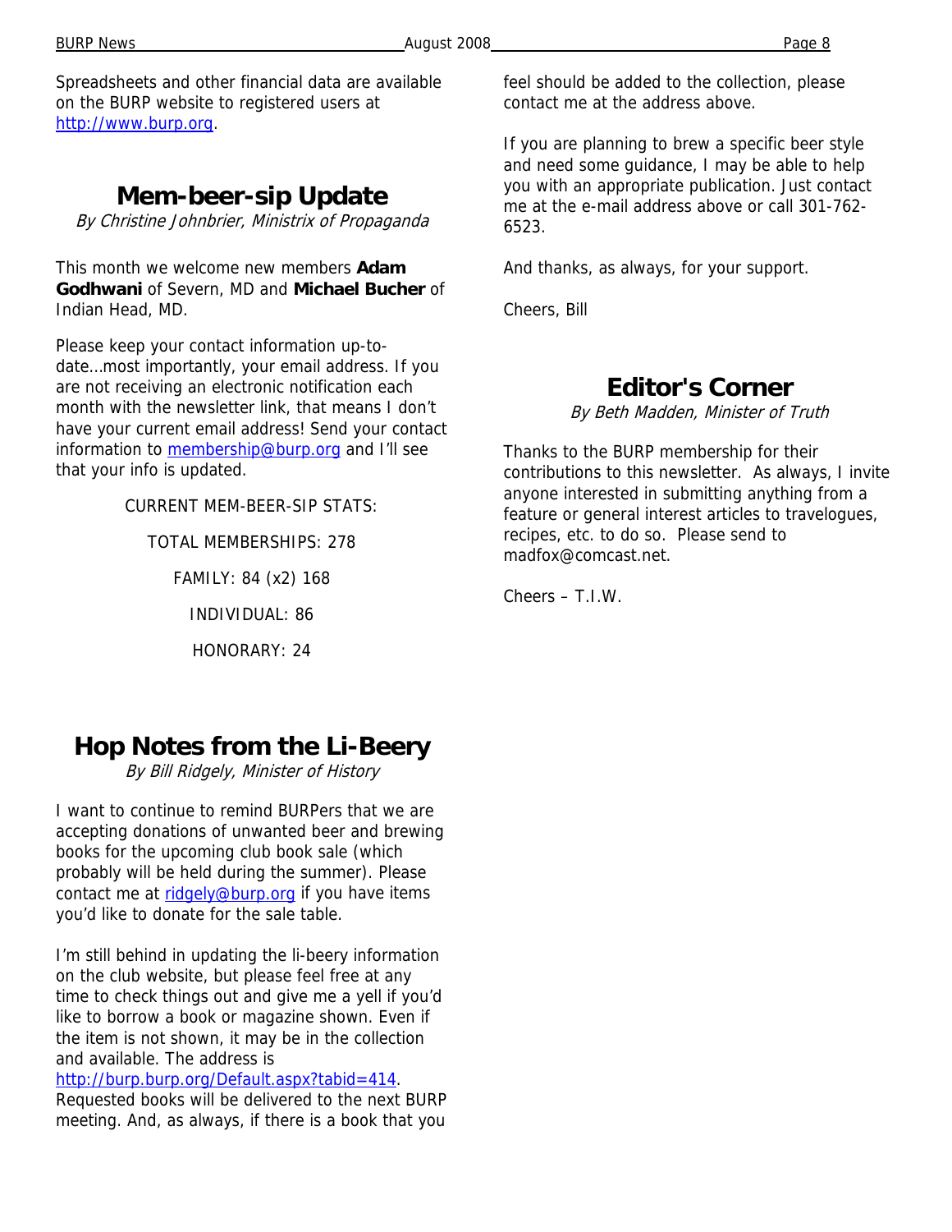Spreadsheets and other financial data are available on the BURP website to registered users at http://www.burp.org.

## Mem-beer-sip Update

*By Christine Johnbrier, Ministrix of Propaganda*

This month we welcome new members **Adam Godhwani** of Severn, MD and **Michael Bucher** of Indian Head, MD.

Please keep your contact information up-to-date…most importantly, your email address. If you are not receiving an electronic notification each month with the newsletter link, that means I don't have your current email address! Send your contact information to membership@burp.org and I'll see that your info is updated.

CURRENT MEM-BEER-SIP STATS:

TOTAL MEMBERSHIPS: 278

FAMILY: 84 (x2) 168

INDIVIDUAL: 86

HONORARY: 24

## Hop Notes from the Li-Beery

*By Bill Ridgely, Minister of History*

I want to continue to remind BURPers that we are accepting donations of unwanted beer and brewing books for the upcoming club book sale (which probably will be held during the summer). Please contact me at ridgely@burp.org if you have items you'd like to donate for the sale table.

I'm still behind in updating the li-beery information on the club website, but please feel free at any time to check things out and give me a yell if you'd like to borrow a book or magazine shown. Even if the item is not shown, it may be in the collection and available. The address is http://burp.burp.org/Default.aspx?tabid=414. Requested books will be delivered to the next BURP meeting. And, as always, if there is a book that you feel should be added to the collection, please contact me at the address above.

If you are planning to brew a specific beer style and need some guidance, I may be able to help you with an appropriate publication. Just contact me at the e-mail address above or call 301-762-6523.

And thanks, as always, for your support.

Cheers, Bill

## Editor's Corner

*By Beth Madden, Minister of Truth*

Thanks to the BURP membership for their contributions to this newsletter. As always, I invite anyone interested in submitting anything from a feature or general interest articles to travelogues, recipes, etc. to do so. Please send to madfox@comcast.net.

Cheers – T.I.W.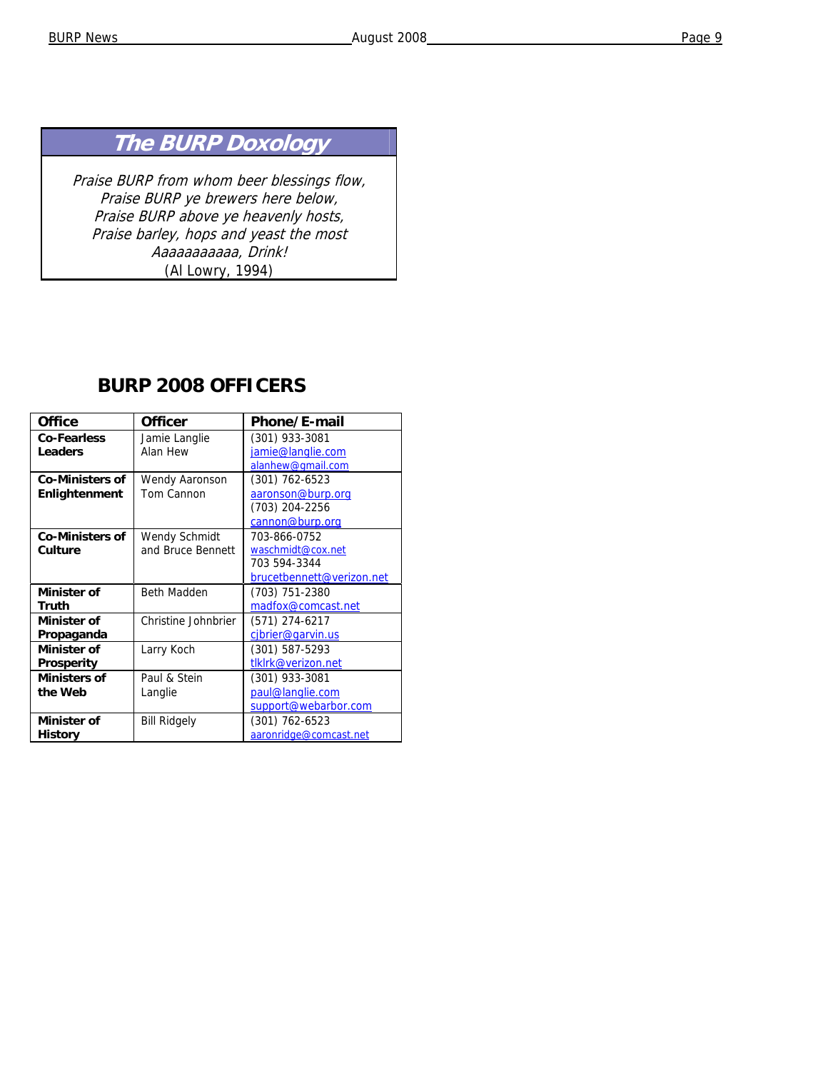## The BURP Doxology

*Praise BURP from whom beer blessings flow,*
*Praise BURP ye brewers here below,*
*Praise BURP above ye heavenly hosts,*
*Praise barley, hops and yeast the most*
*Aaaaaaaaaaa, Drink!*
(Al Lowry, 1994)

## BURP 2008 OFFICERS

| Office | Officer | Phone/E-mail |
|---|---|---|
| **Co-Fearless Leaders** | Jamie Langlie<br>Alan Hew | (301) 933-3081<br>jamie@langlie.com<br>alanhew@gmail.com |
| **Co-Ministers of Enlightenment** | Wendy Aaronson<br>Tom Cannon | (301) 762-6523<br>aaronson@burp.org<br>(703) 204-2256<br>cannon@burp.org |
| **Co-Ministers of Culture** | Wendy Schmidt and Bruce Bennett | 703-866-0752<br>waschmidt@cox.net<br>703 594-3344<br>brucetbennett@verizon.net |
| **Minister of Truth** | Beth Madden | (703) 751-2380<br>madfox@comcast.net |
| **Minister of Propaganda** | Christine Johnbrier | (571) 274-6217<br>cjbrier@garvin.us |
| **Minister of Prosperity** | Larry Koch | (301) 587-5293<br>tlklrk@verizon.net |
| **Ministers of the Web** | Paul & Stein Langlie | (301) 933-3081<br>paul@langlie.com<br>support@webarbor.com |
| **Minister of History** | Bill Ridgely | (301) 762-6523<br>aaronridge@comcast.net |